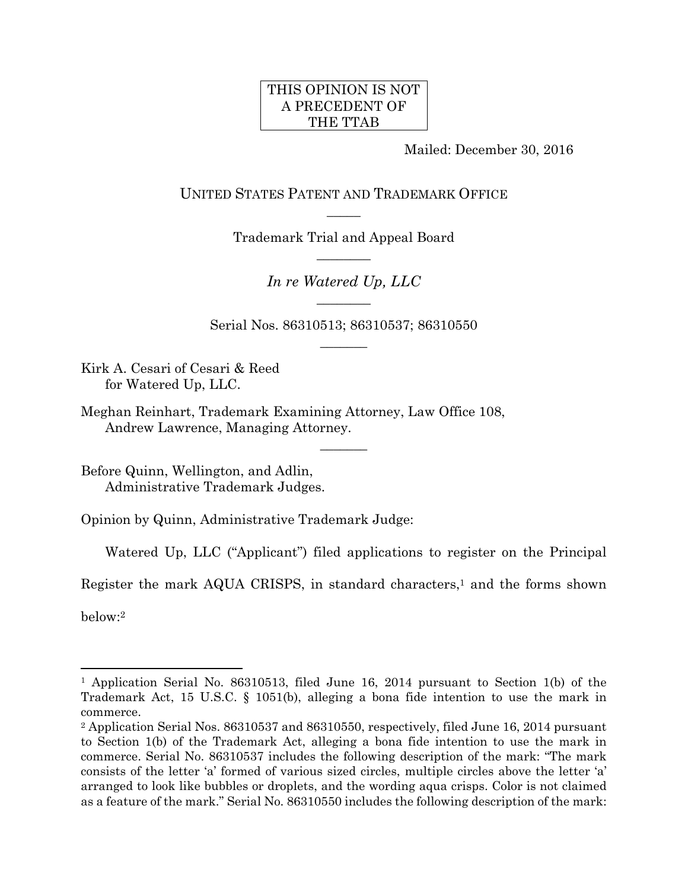THIS OPINION IS NOT A PRECEDENT OF THE TTAB

Mailed: December 30, 2016

UNITED STATES PATENT AND TRADEMARK OFFICE

Trademark Trial and Appeal Board

*In re Watered Up, LLC*

Serial Nos. 86310513; 86310537; 86310550

Kirk A. Cesari of Cesari & Reed
for Watered Up, LLC.

Meghan Reinhart, Trademark Examining Attorney, Law Office 108,
Andrew Lawrence, Managing Attorney.

Before Quinn, Wellington, and Adlin,
Administrative Trademark Judges.

Opinion by Quinn, Administrative Trademark Judge:

Watered Up, LLC ("Applicant") filed applications to register on the Principal Register the mark AQUA CRISPS, in standard characters,[1] and the forms shown below:[2]

---

[1] Application Serial No. 86310513, filed June 16, 2014 pursuant to Section 1(b) of the Trademark Act, 15 U.S.C. § 1051(b), alleging a bona fide intention to use the mark in commerce.

[2] Application Serial Nos. 86310537 and 86310550, respectively, filed June 16, 2014 pursuant to Section 1(b) of the Trademark Act, alleging a bona fide intention to use the mark in commerce. Serial No. 86310537 includes the following description of the mark: "The mark consists of the letter 'a' formed of various sized circles, multiple circles above the letter 'a' arranged to look like bubbles or droplets, and the wording aqua crisps. Color is not claimed as a feature of the mark." Serial No. 86310550 includes the following description of the mark: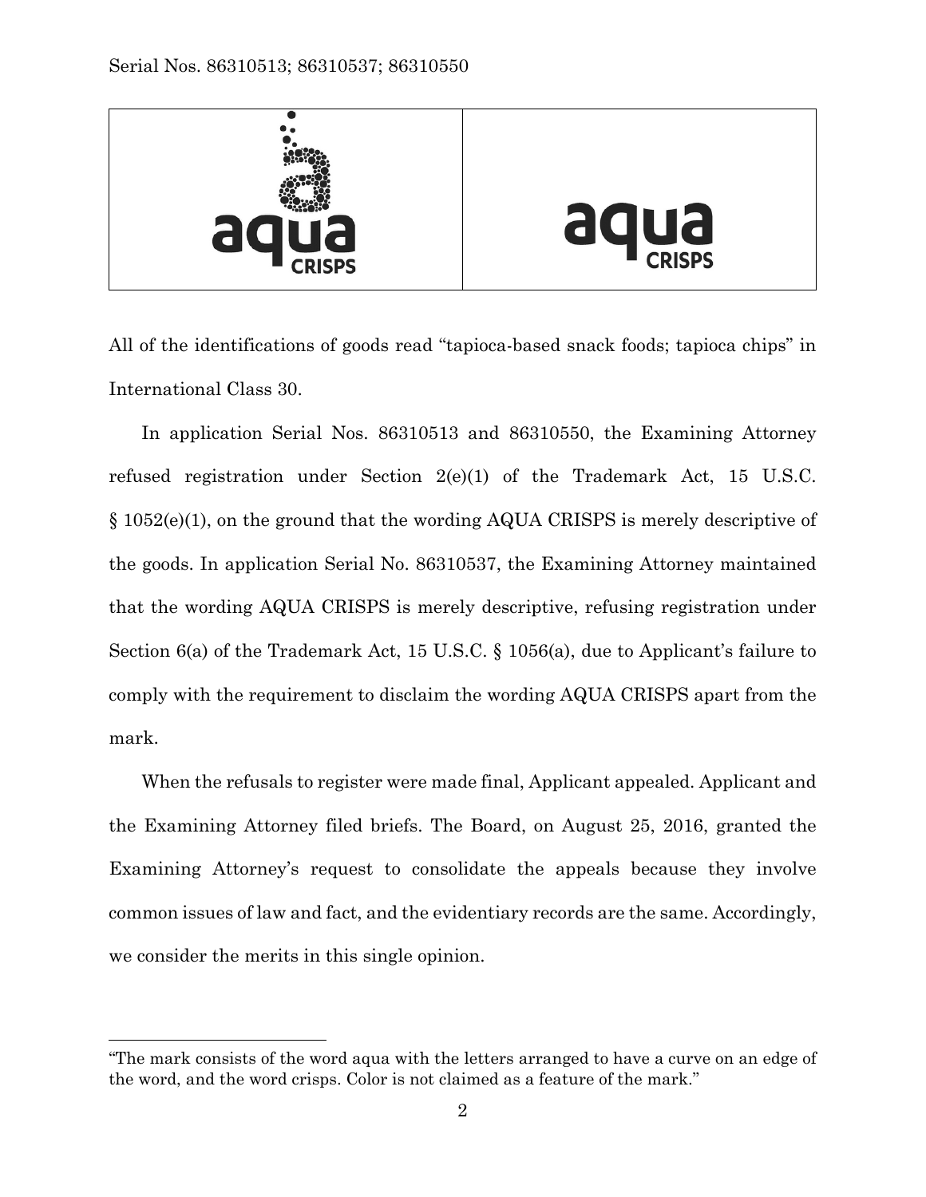| aqua CRISPS | aqua CRISPS |
| --- | --- |

All of the identifications of goods read "tapioca-based snack foods; tapioca chips" in International Class 30.

In application Serial Nos. 86310513 and 86310550, the Examining Attorney refused registration under Section 2(e)(1) of the Trademark Act, 15 U.S.C. § 1052(e)(1), on the ground that the wording AQUA CRISPS is merely descriptive of the goods. In application Serial No. 86310537, the Examining Attorney maintained that the wording AQUA CRISPS is merely descriptive, refusing registration under Section 6(a) of the Trademark Act, 15 U.S.C. § 1056(a), due to Applicant's failure to comply with the requirement to disclaim the wording AQUA CRISPS apart from the mark.

When the refusals to register were made final, Applicant appealed. Applicant and the Examining Attorney filed briefs. The Board, on August 25, 2016, granted the Examining Attorney's request to consolidate the appeals because they involve common issues of law and fact, and the evidentiary records are the same. Accordingly, we consider the merits in this single opinion.

---

"The mark consists of the word aqua with the letters arranged to have a curve on an edge of the word, and the word crisps. Color is not claimed as a feature of the mark."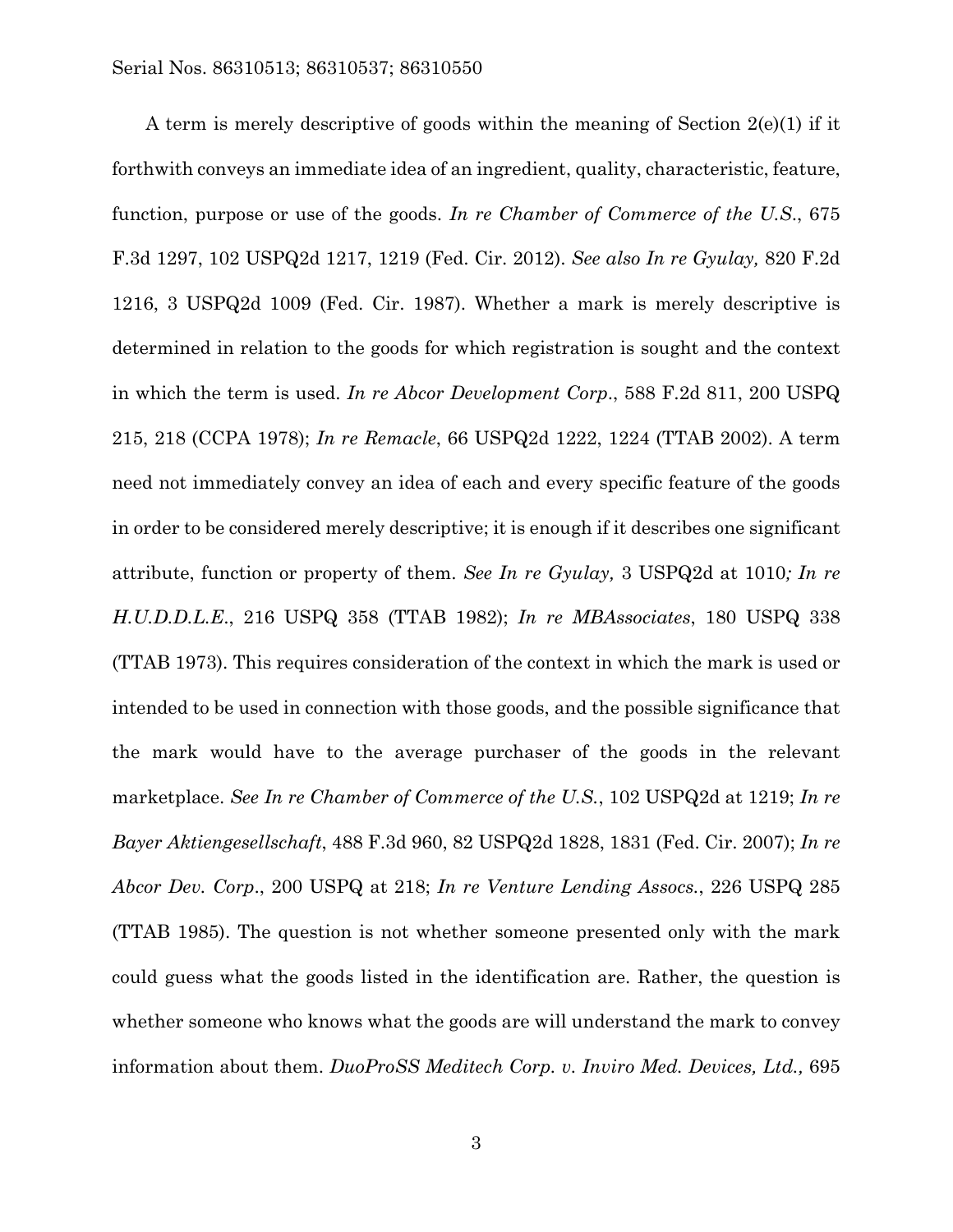A term is merely descriptive of goods within the meaning of Section 2(e)(1) if it forthwith conveys an immediate idea of an ingredient, quality, characteristic, feature, function, purpose or use of the goods. *In re Chamber of Commerce of the U.S.*, 675 F.3d 1297, 102 USPQ2d 1217, 1219 (Fed. Cir. 2012). *See also In re Gyulay,* 820 F.2d 1216, 3 USPQ2d 1009 (Fed. Cir. 1987). Whether a mark is merely descriptive is determined in relation to the goods for which registration is sought and the context in which the term is used. *In re Abcor Development Corp*., 588 F.2d 811, 200 USPQ 215, 218 (CCPA 1978); *In re Remacle*, 66 USPQ2d 1222, 1224 (TTAB 2002). A term need not immediately convey an idea of each and every specific feature of the goods in order to be considered merely descriptive; it is enough if it describes one significant attribute, function or property of them. *See In re Gyulay,* 3 USPQ2d at 1010*; In re H.U.D.D.L.E*., 216 USPQ 358 (TTAB 1982); *In re MBAssociates*, 180 USPQ 338 (TTAB 1973). This requires consideration of the context in which the mark is used or intended to be used in connection with those goods, and the possible significance that the mark would have to the average purchaser of the goods in the relevant marketplace. *See In re Chamber of Commerce of the U.S.*, 102 USPQ2d at 1219; *In re Bayer Aktiengesellschaft*, 488 F.3d 960, 82 USPQ2d 1828, 1831 (Fed. Cir. 2007); *In re Abcor Dev. Corp*., 200 USPQ at 218; *In re Venture Lending Assocs.*, 226 USPQ 285 (TTAB 1985). The question is not whether someone presented only with the mark could guess what the goods listed in the identification are. Rather, the question is whether someone who knows what the goods are will understand the mark to convey information about them. *DuoProSS Meditech Corp. v. Inviro Med. Devices, Ltd.,* 695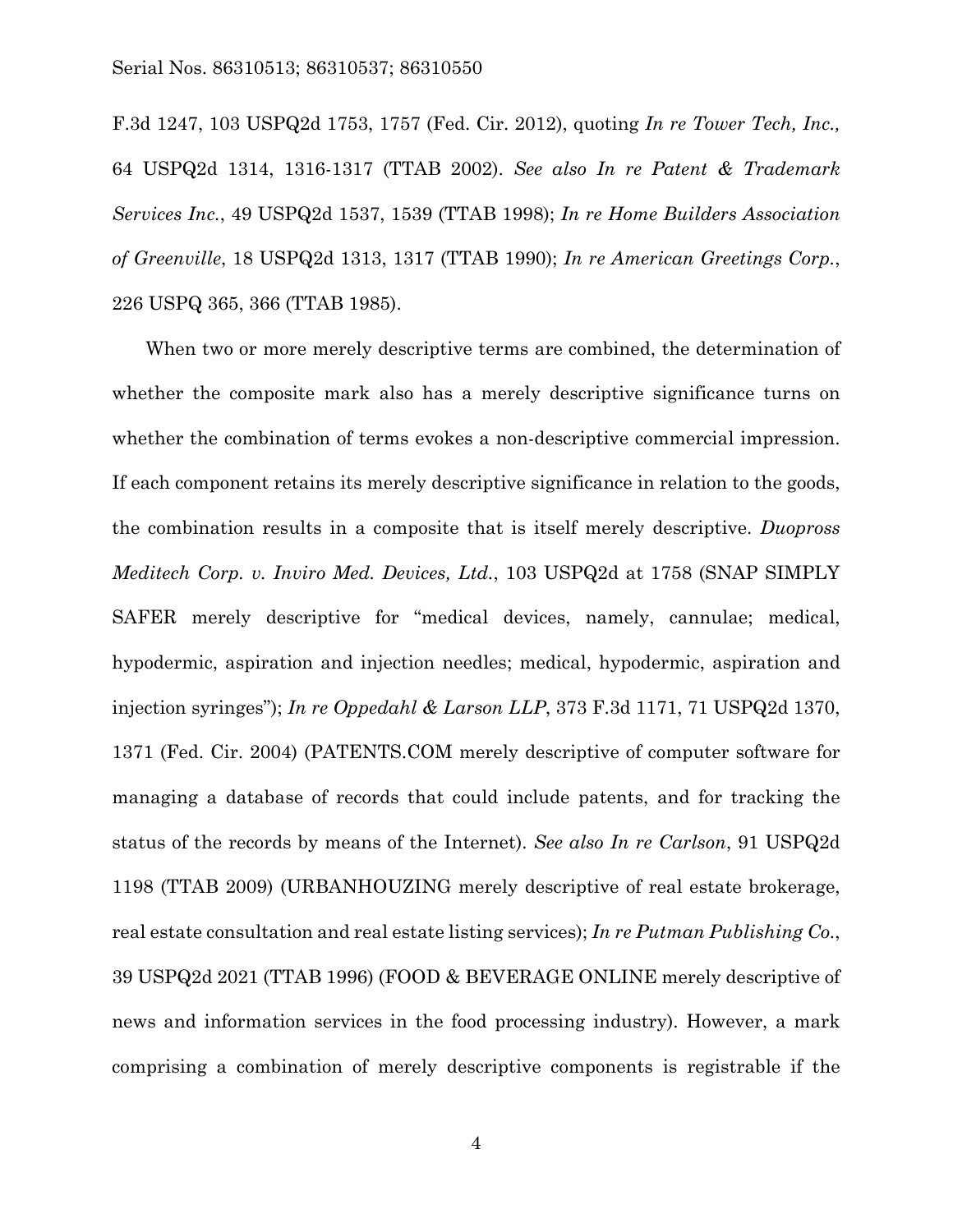F.3d 1247, 103 USPQ2d 1753, 1757 (Fed. Cir. 2012), quoting *In re Tower Tech, Inc.,* 64 USPQ2d 1314, 1316-1317 (TTAB 2002). *See also In re Patent & Trademark Services Inc.*, 49 USPQ2d 1537, 1539 (TTAB 1998); *In re Home Builders Association of Greenville*, 18 USPQ2d 1313, 1317 (TTAB 1990); *In re American Greetings Corp.*, 226 USPQ 365, 366 (TTAB 1985).

When two or more merely descriptive terms are combined, the determination of whether the composite mark also has a merely descriptive significance turns on whether the combination of terms evokes a non-descriptive commercial impression. If each component retains its merely descriptive significance in relation to the goods, the combination results in a composite that is itself merely descriptive. *Duopross Meditech Corp. v. Inviro Med. Devices, Ltd.*, 103 USPQ2d at 1758 (SNAP SIMPLY SAFER merely descriptive for "medical devices, namely, cannulae; medical, hypodermic, aspiration and injection needles; medical, hypodermic, aspiration and injection syringes"); *In re Oppedahl & Larson LLP*, 373 F.3d 1171, 71 USPQ2d 1370, 1371 (Fed. Cir. 2004) (PATENTS.COM merely descriptive of computer software for managing a database of records that could include patents, and for tracking the status of the records by means of the Internet). *See also In re Carlson*, 91 USPQ2d 1198 (TTAB 2009) (URBANHOUZING merely descriptive of real estate brokerage, real estate consultation and real estate listing services); *In re Putman Publishing Co.*, 39 USPQ2d 2021 (TTAB 1996) (FOOD & BEVERAGE ONLINE merely descriptive of news and information services in the food processing industry). However, a mark comprising a combination of merely descriptive components is registrable if the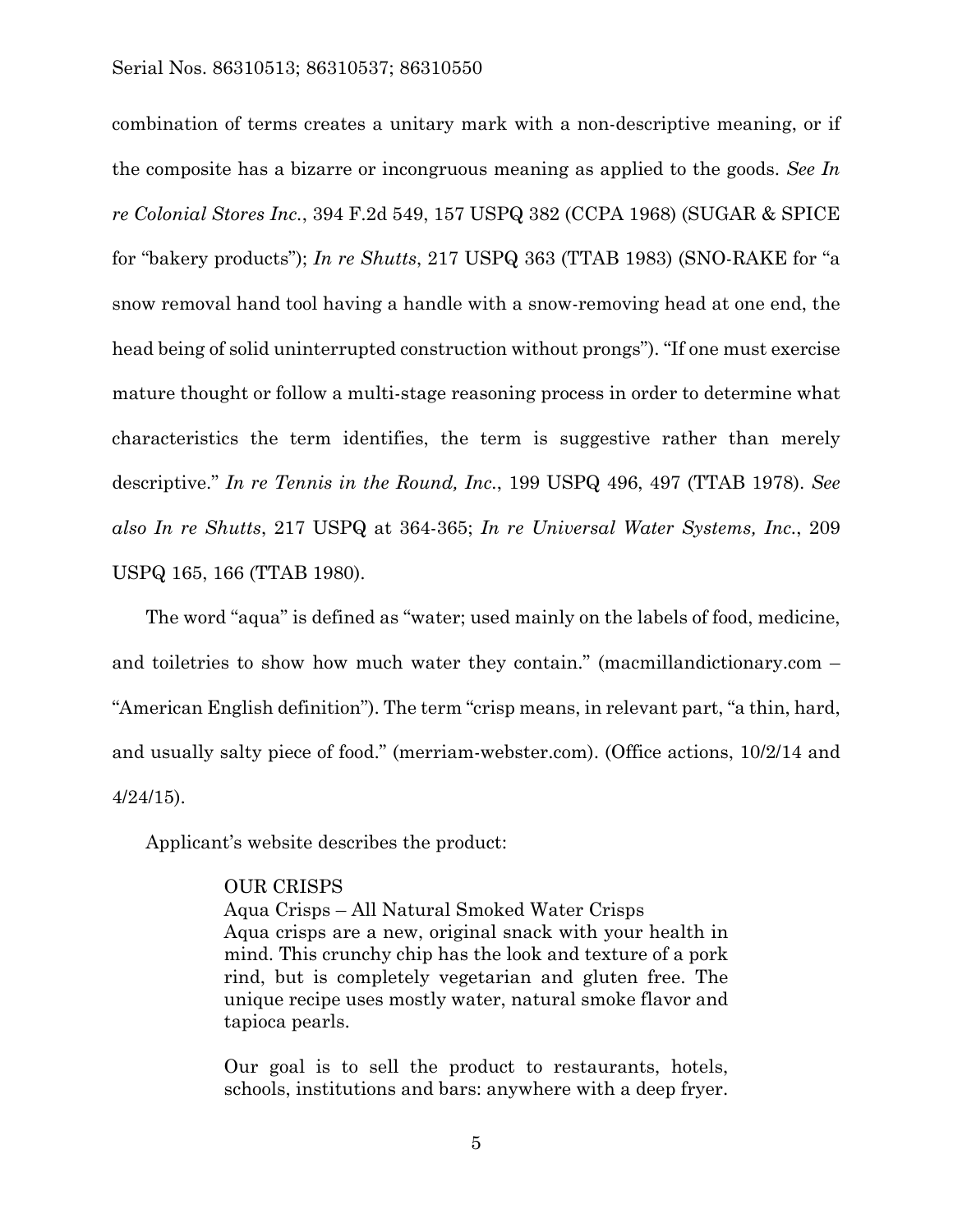combination of terms creates a unitary mark with a non-descriptive meaning, or if the composite has a bizarre or incongruous meaning as applied to the goods. *See In re Colonial Stores Inc.*, 394 F.2d 549, 157 USPQ 382 (CCPA 1968) (SUGAR & SPICE for "bakery products"); *In re Shutts*, 217 USPQ 363 (TTAB 1983) (SNO-RAKE for "a snow removal hand tool having a handle with a snow-removing head at one end, the head being of solid uninterrupted construction without prongs"). "If one must exercise mature thought or follow a multi-stage reasoning process in order to determine what characteristics the term identifies, the term is suggestive rather than merely descriptive." *In re Tennis in the Round, Inc.*, 199 USPQ 496, 497 (TTAB 1978). *See also In re Shutts*, 217 USPQ at 364-365; *In re Universal Water Systems, Inc.*, 209 USPQ 165, 166 (TTAB 1980).

The word "aqua" is defined as "water; used mainly on the labels of food, medicine, and toiletries to show how much water they contain." (macmillandictionary.com – "American English definition"). The term "crisp means, in relevant part, "a thin, hard, and usually salty piece of food." (merriam-webster.com). (Office actions, 10/2/14 and 4/24/15).

Applicant's website describes the product:

> OUR CRISPS
> Aqua Crisps – All Natural Smoked Water Crisps
> Aqua crisps are a new, original snack with your health in mind. This crunchy chip has the look and texture of a pork rind, but is completely vegetarian and gluten free. The unique recipe uses mostly water, natural smoke flavor and tapioca pearls.
>
> Our goal is to sell the product to restaurants, hotels, schools, institutions and bars: anywhere with a deep fryer.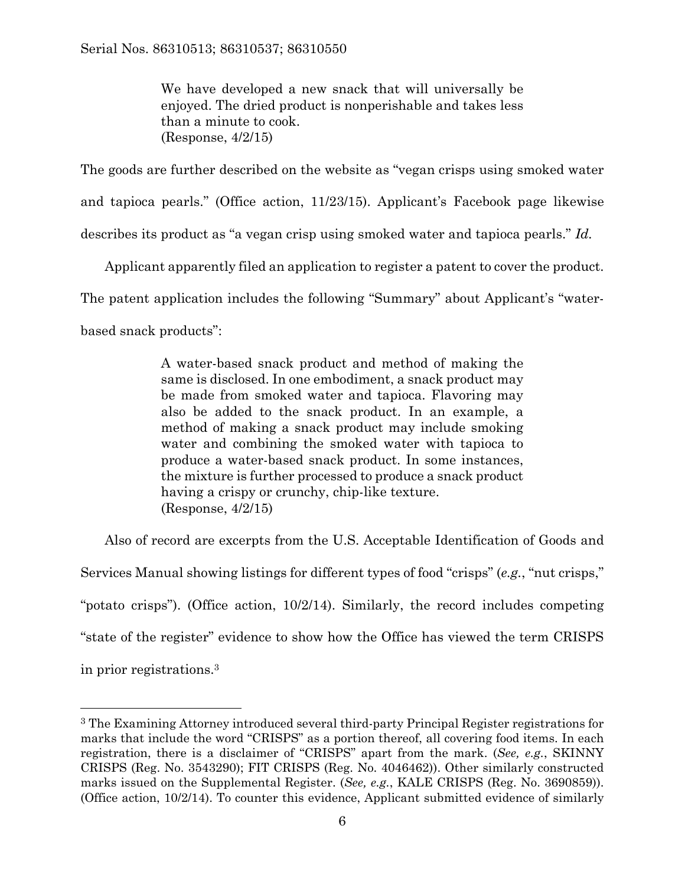> We have developed a new snack that will universally be enjoyed. The dried product is nonperishable and takes less than a minute to cook.
> (Response, 4/2/15)

The goods are further described on the website as "vegan crisps using smoked water and tapioca pearls." (Office action, 11/23/15). Applicant's Facebook page likewise describes its product as "a vegan crisp using smoked water and tapioca pearls." *Id.*

Applicant apparently filed an application to register a patent to cover the product. The patent application includes the following "Summary" about Applicant's "water-based snack products":

> A water-based snack product and method of making the same is disclosed. In one embodiment, a snack product may be made from smoked water and tapioca. Flavoring may also be added to the snack product. In an example, a method of making a snack product may include smoking water and combining the smoked water with tapioca to produce a water-based snack product. In some instances, the mixture is further processed to produce a snack product having a crispy or crunchy, chip-like texture.
> (Response, 4/2/15)

Also of record are excerpts from the U.S. Acceptable Identification of Goods and Services Manual showing listings for different types of food "crisps" (*e.g.*, "nut crisps," "potato crisps"). (Office action, 10/2/14). Similarly, the record includes competing "state of the register" evidence to show how the Office has viewed the term CRISPS in prior registrations.[3]

---

[3] The Examining Attorney introduced several third-party Principal Register registrations for marks that include the word "CRISPS" as a portion thereof, all covering food items. In each registration, there is a disclaimer of "CRISPS" apart from the mark. (*See, e.g.*, SKINNY CRISPS (Reg. No. 3543290); FIT CRISPS (Reg. No. 4046462)). Other similarly constructed marks issued on the Supplemental Register. (*See, e.g.*, KALE CRISPS (Reg. No. 3690859)). (Office action, 10/2/14). To counter this evidence, Applicant submitted evidence of similarly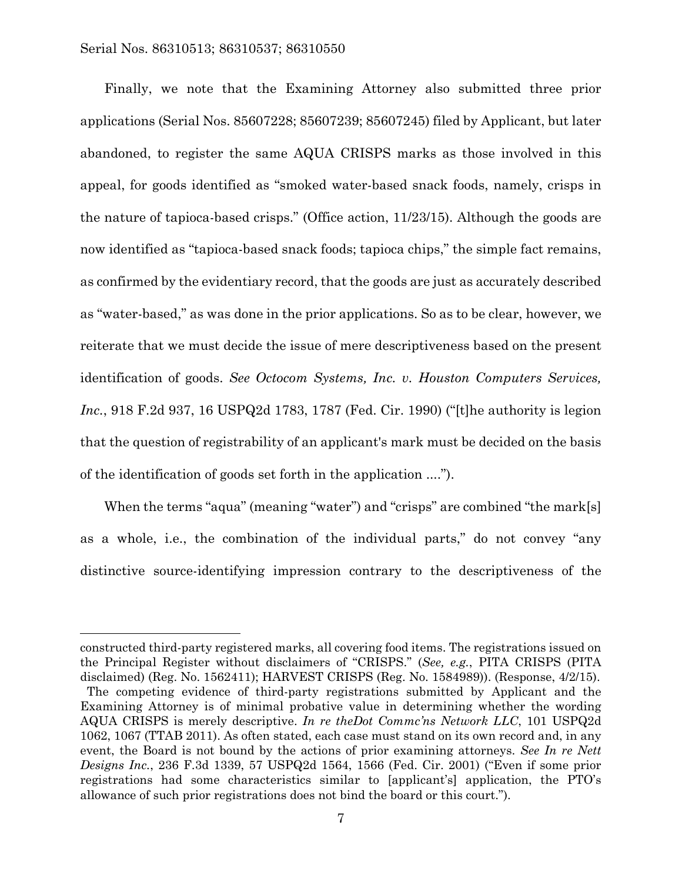Finally, we note that the Examining Attorney also submitted three prior applications (Serial Nos. 85607228; 85607239; 85607245) filed by Applicant, but later abandoned, to register the same AQUA CRISPS marks as those involved in this appeal, for goods identified as "smoked water-based snack foods, namely, crisps in the nature of tapioca-based crisps." (Office action, 11/23/15). Although the goods are now identified as "tapioca-based snack foods; tapioca chips," the simple fact remains, as confirmed by the evidentiary record, that the goods are just as accurately described as "water-based," as was done in the prior applications. So as to be clear, however, we reiterate that we must decide the issue of mere descriptiveness based on the present identification of goods. *See Octocom Systems, Inc. v. Houston Computers Services, Inc.*, 918 F.2d 937, 16 USPQ2d 1783, 1787 (Fed. Cir. 1990) ("[t]he authority is legion that the question of registrability of an applicant's mark must be decided on the basis of the identification of goods set forth in the application ....").

When the terms "aqua" (meaning "water") and "crisps" are combined "the mark[s] as a whole, i.e., the combination of the individual parts," do not convey "any distinctive source-identifying impression contrary to the descriptiveness of the

---

constructed third-party registered marks, all covering food items. The registrations issued on the Principal Register without disclaimers of "CRISPS." (*See, e.g.*, PITA CRISPS (PITA disclaimed) (Reg. No. 1562411); HARVEST CRISPS (Reg. No. 1584989)). (Response, 4/2/15).

The competing evidence of third-party registrations submitted by Applicant and the Examining Attorney is of minimal probative value in determining whether the wording AQUA CRISPS is merely descriptive. *In re theDot Commc'ns Network LLC*, 101 USPQ2d 1062, 1067 (TTAB 2011). As often stated, each case must stand on its own record and, in any event, the Board is not bound by the actions of prior examining attorneys. *See In re Nett Designs Inc.*, 236 F.3d 1339, 57 USPQ2d 1564, 1566 (Fed. Cir. 2001) ("Even if some prior registrations had some characteristics similar to [applicant's] application, the PTO's allowance of such prior registrations does not bind the board or this court.").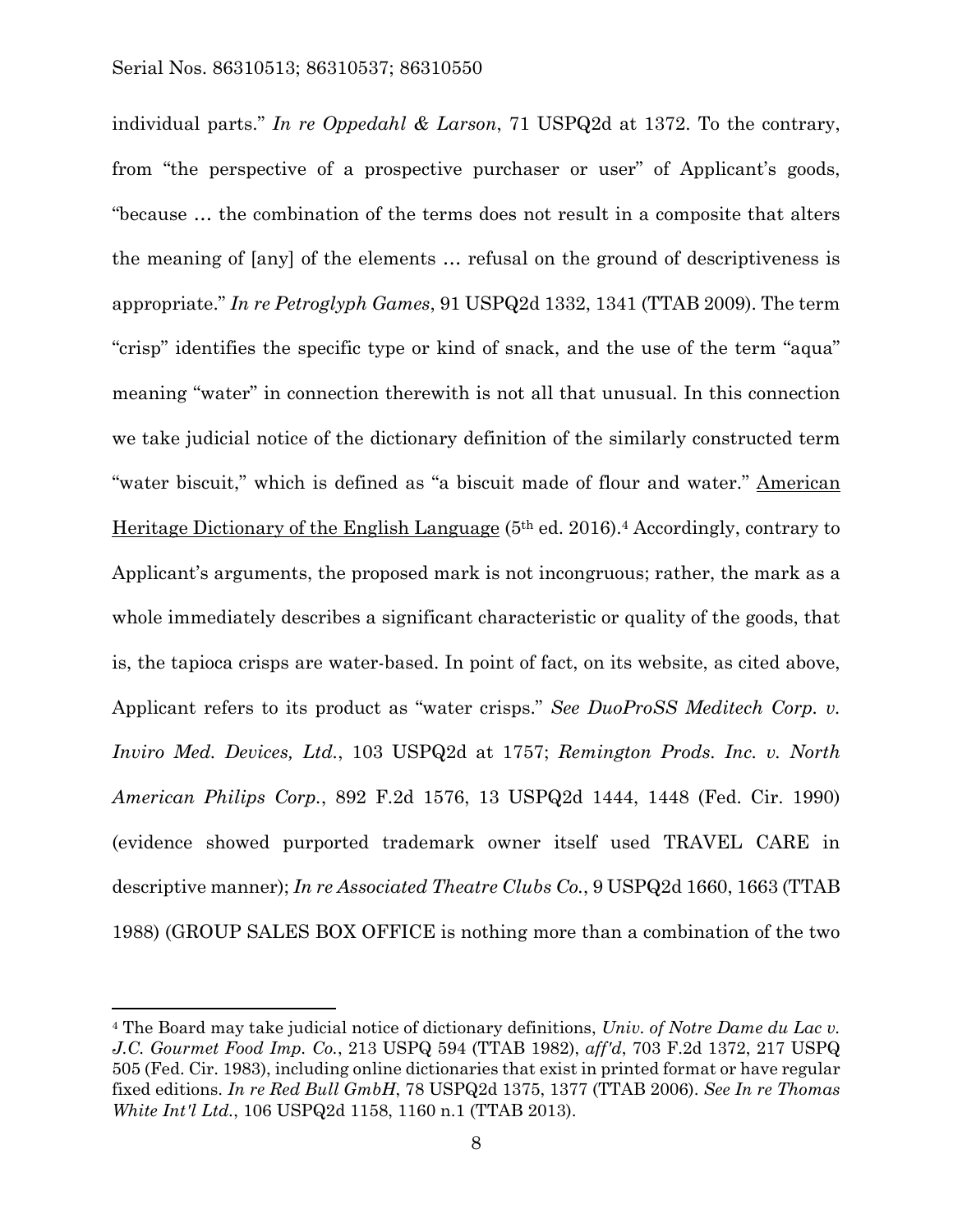individual parts." *In re Oppedahl & Larson*, 71 USPQ2d at 1372. To the contrary, from "the perspective of a prospective purchaser or user" of Applicant's goods, "because … the combination of the terms does not result in a composite that alters the meaning of [any] of the elements … refusal on the ground of descriptiveness is appropriate." *In re Petroglyph Games*, 91 USPQ2d 1332, 1341 (TTAB 2009). The term "crisp" identifies the specific type or kind of snack, and the use of the term "aqua" meaning "water" in connection therewith is not all that unusual. In this connection we take judicial notice of the dictionary definition of the similarly constructed term "water biscuit," which is defined as "a biscuit made of flour and water." American Heritage Dictionary of the English Language (5th ed. 2016).[4] Accordingly, contrary to Applicant's arguments, the proposed mark is not incongruous; rather, the mark as a whole immediately describes a significant characteristic or quality of the goods, that is, the tapioca crisps are water-based. In point of fact, on its website, as cited above, Applicant refers to its product as "water crisps." *See DuoProSS Meditech Corp. v. Inviro Med. Devices, Ltd.*, 103 USPQ2d at 1757; *Remington Prods. Inc. v. North American Philips Corp.*, 892 F.2d 1576, 13 USPQ2d 1444, 1448 (Fed. Cir. 1990) (evidence showed purported trademark owner itself used TRAVEL CARE in descriptive manner); *In re Associated Theatre Clubs Co.*, 9 USPQ2d 1660, 1663 (TTAB 1988) (GROUP SALES BOX OFFICE is nothing more than a combination of the two

---

[4] The Board may take judicial notice of dictionary definitions, *Univ. of Notre Dame du Lac v. J.C. Gourmet Food Imp. Co.*, 213 USPQ 594 (TTAB 1982), *aff'd*, 703 F.2d 1372, 217 USPQ 505 (Fed. Cir. 1983), including online dictionaries that exist in printed format or have regular fixed editions. *In re Red Bull GmbH*, 78 USPQ2d 1375, 1377 (TTAB 2006). *See In re Thomas White Int'l Ltd.*, 106 USPQ2d 1158, 1160 n.1 (TTAB 2013).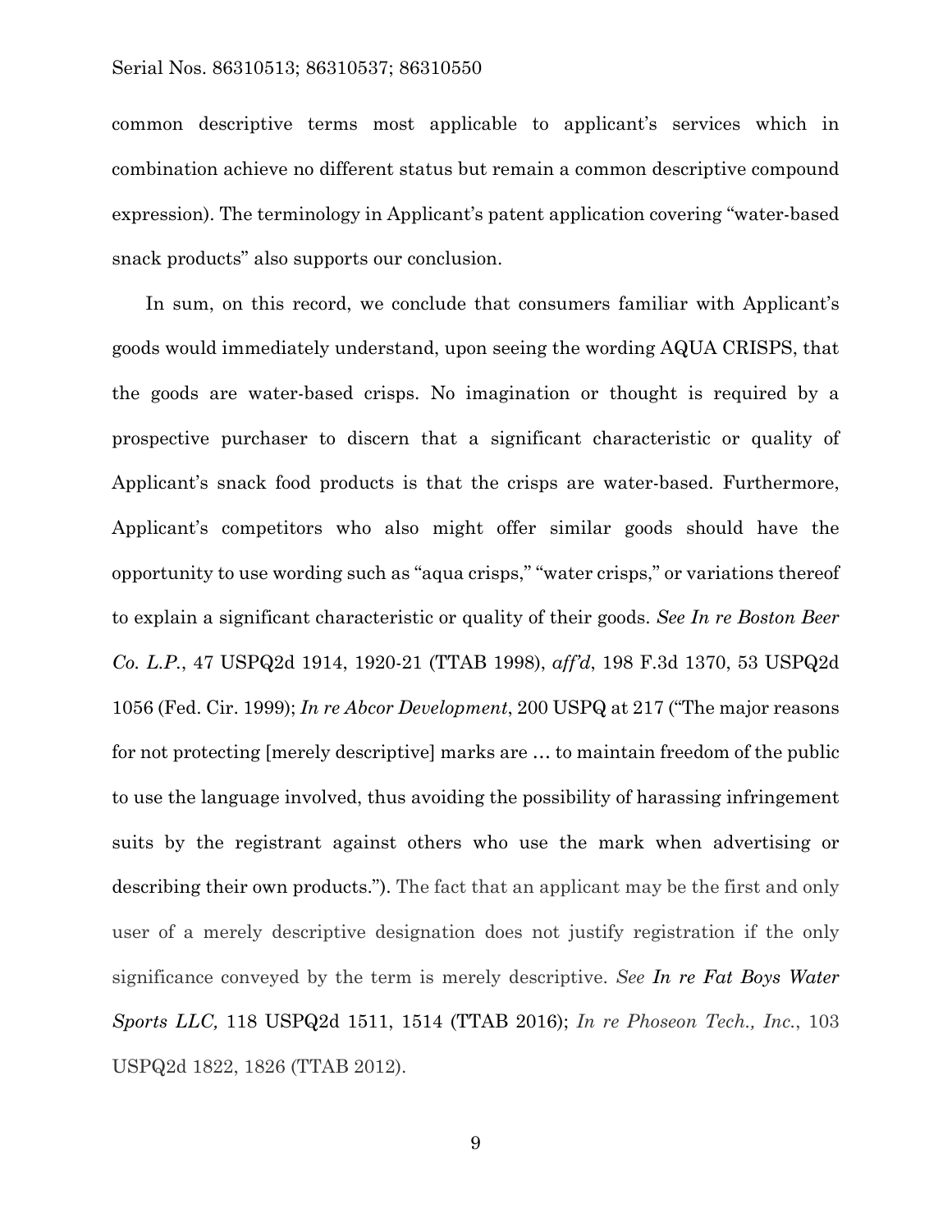common descriptive terms most applicable to applicant's services which in combination achieve no different status but remain a common descriptive compound expression). The terminology in Applicant's patent application covering "water-based snack products" also supports our conclusion.

In sum, on this record, we conclude that consumers familiar with Applicant's goods would immediately understand, upon seeing the wording AQUA CRISPS, that the goods are water-based crisps. No imagination or thought is required by a prospective purchaser to discern that a significant characteristic or quality of Applicant's snack food products is that the crisps are water-based. Furthermore, Applicant's competitors who also might offer similar goods should have the opportunity to use wording such as "aqua crisps," "water crisps," or variations thereof to explain a significant characteristic or quality of their goods. *See In re Boston Beer Co. L.P.*, 47 USPQ2d 1914, 1920-21 (TTAB 1998), *aff'd*, 198 F.3d 1370, 53 USPQ2d 1056 (Fed. Cir. 1999); *In re Abcor Development*, 200 USPQ at 217 ("The major reasons for not protecting [merely descriptive] marks are … to maintain freedom of the public to use the language involved, thus avoiding the possibility of harassing infringement suits by the registrant against others who use the mark when advertising or describing their own products."). The fact that an applicant may be the first and only user of a merely descriptive designation does not justify registration if the only significance conveyed by the term is merely descriptive. *See* ***In re Fat Boys Water Sports LLC,*** 118 USPQ2d 1511, 1514 (TTAB 2016); *In re Phoseon Tech., Inc.*, 103 USPQ2d 1822, 1826 (TTAB 2012).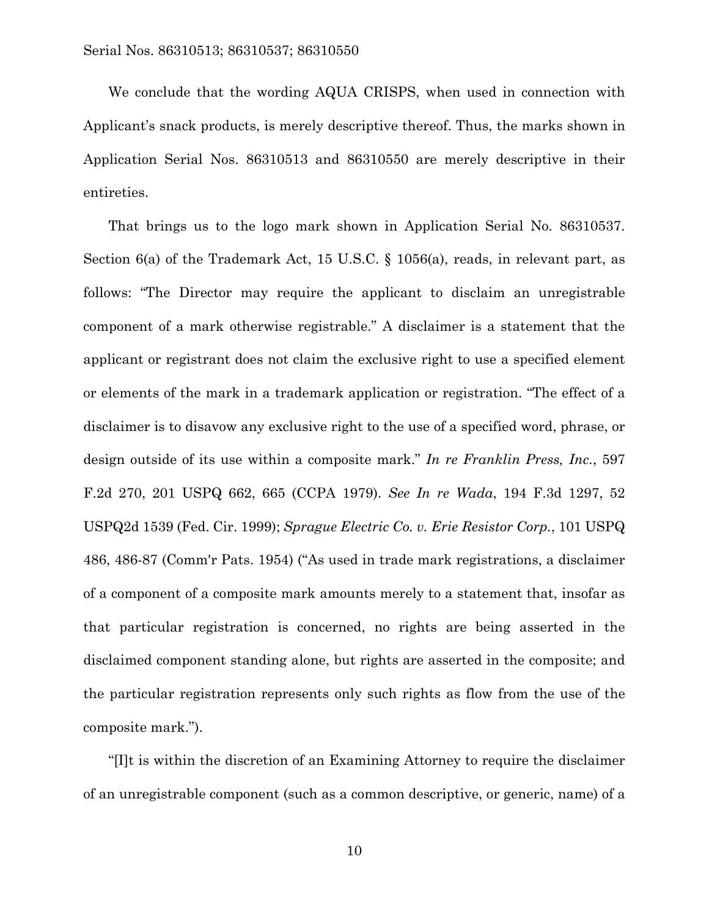We conclude that the wording AQUA CRISPS, when used in connection with Applicant's snack products, is merely descriptive thereof. Thus, the marks shown in Application Serial Nos. 86310513 and 86310550 are merely descriptive in their entireties.

That brings us to the logo mark shown in Application Serial No. 86310537. Section 6(a) of the Trademark Act, 15 U.S.C. § 1056(a), reads, in relevant part, as follows: "The Director may require the applicant to disclaim an unregistrable component of a mark otherwise registrable." A disclaimer is a statement that the applicant or registrant does not claim the exclusive right to use a specified element or elements of the mark in a trademark application or registration. "The effect of a disclaimer is to disavow any exclusive right to the use of a specified word, phrase, or design outside of its use within a composite mark." *In re Franklin Press, Inc.*, 597 F.2d 270, 201 USPQ 662, 665 (CCPA 1979). *See In re Wada*, 194 F.3d 1297, 52 USPQ2d 1539 (Fed. Cir. 1999); *Sprague Electric Co. v. Erie Resistor Corp.*, 101 USPQ 486, 486-87 (Comm'r Pats. 1954) ("As used in trade mark registrations, a disclaimer of a component of a composite mark amounts merely to a statement that, insofar as that particular registration is concerned, no rights are being asserted in the disclaimed component standing alone, but rights are asserted in the composite; and the particular registration represents only such rights as flow from the use of the composite mark.").

"[I]t is within the discretion of an Examining Attorney to require the disclaimer of an unregistrable component (such as a common descriptive, or generic, name) of a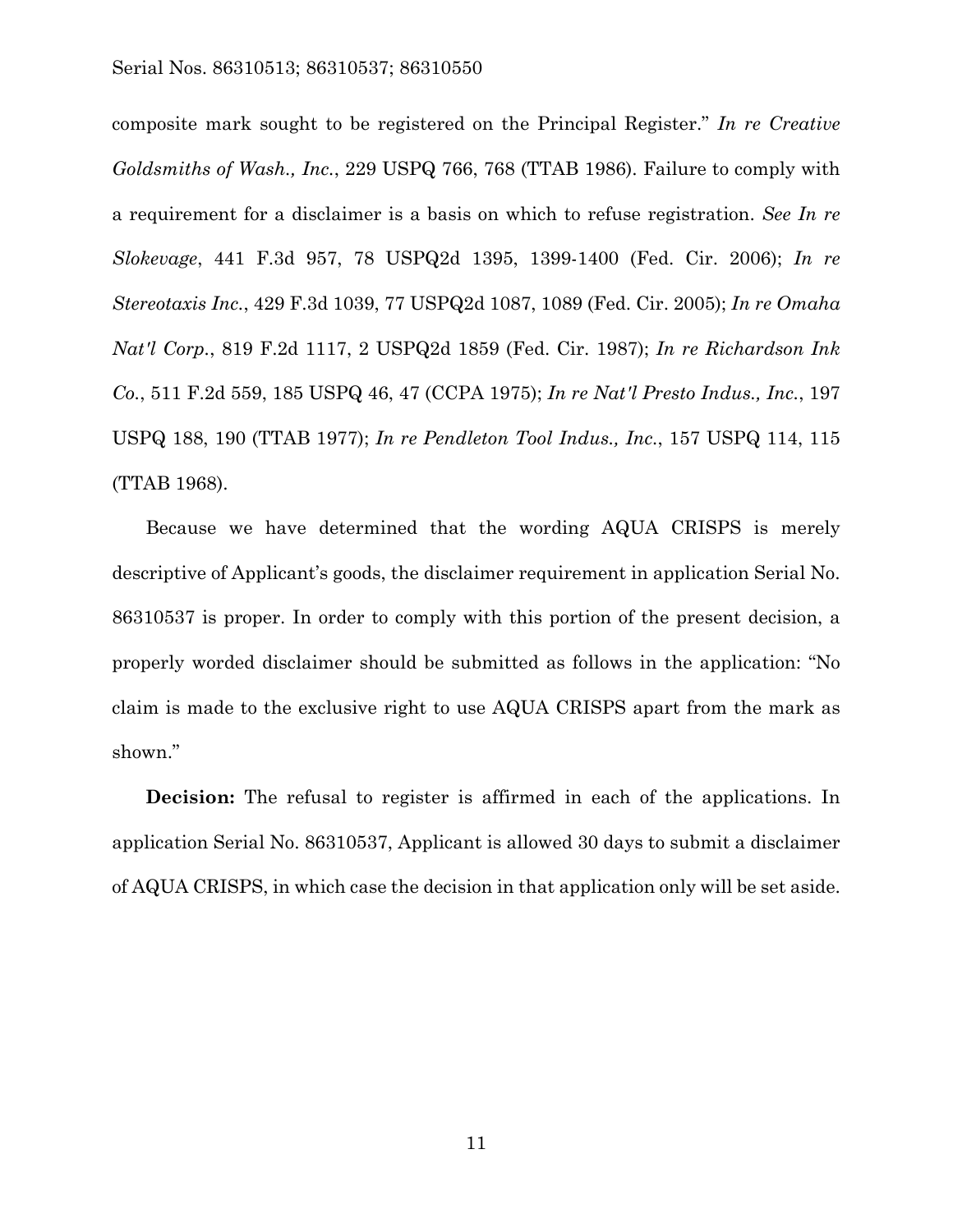composite mark sought to be registered on the Principal Register." *In re Creative Goldsmiths of Wash., Inc.*, 229 USPQ 766, 768 (TTAB 1986). Failure to comply with a requirement for a disclaimer is a basis on which to refuse registration. *See In re Slokevage*, 441 F.3d 957, 78 USPQ2d 1395, 1399-1400 (Fed. Cir. 2006); *In re Stereotaxis Inc.*, 429 F.3d 1039, 77 USPQ2d 1087, 1089 (Fed. Cir. 2005); *In re Omaha Nat'l Corp.*, 819 F.2d 1117, 2 USPQ2d 1859 (Fed. Cir. 1987); *In re Richardson Ink Co.*, 511 F.2d 559, 185 USPQ 46, 47 (CCPA 1975); *In re Nat'l Presto Indus., Inc.*, 197 USPQ 188, 190 (TTAB 1977); *In re Pendleton Tool Indus., Inc.*, 157 USPQ 114, 115 (TTAB 1968).

Because we have determined that the wording AQUA CRISPS is merely descriptive of Applicant's goods, the disclaimer requirement in application Serial No. 86310537 is proper. In order to comply with this portion of the present decision, a properly worded disclaimer should be submitted as follows in the application: "No claim is made to the exclusive right to use AQUA CRISPS apart from the mark as shown."

**Decision:** The refusal to register is affirmed in each of the applications. In application Serial No. 86310537, Applicant is allowed 30 days to submit a disclaimer of AQUA CRISPS, in which case the decision in that application only will be set aside.